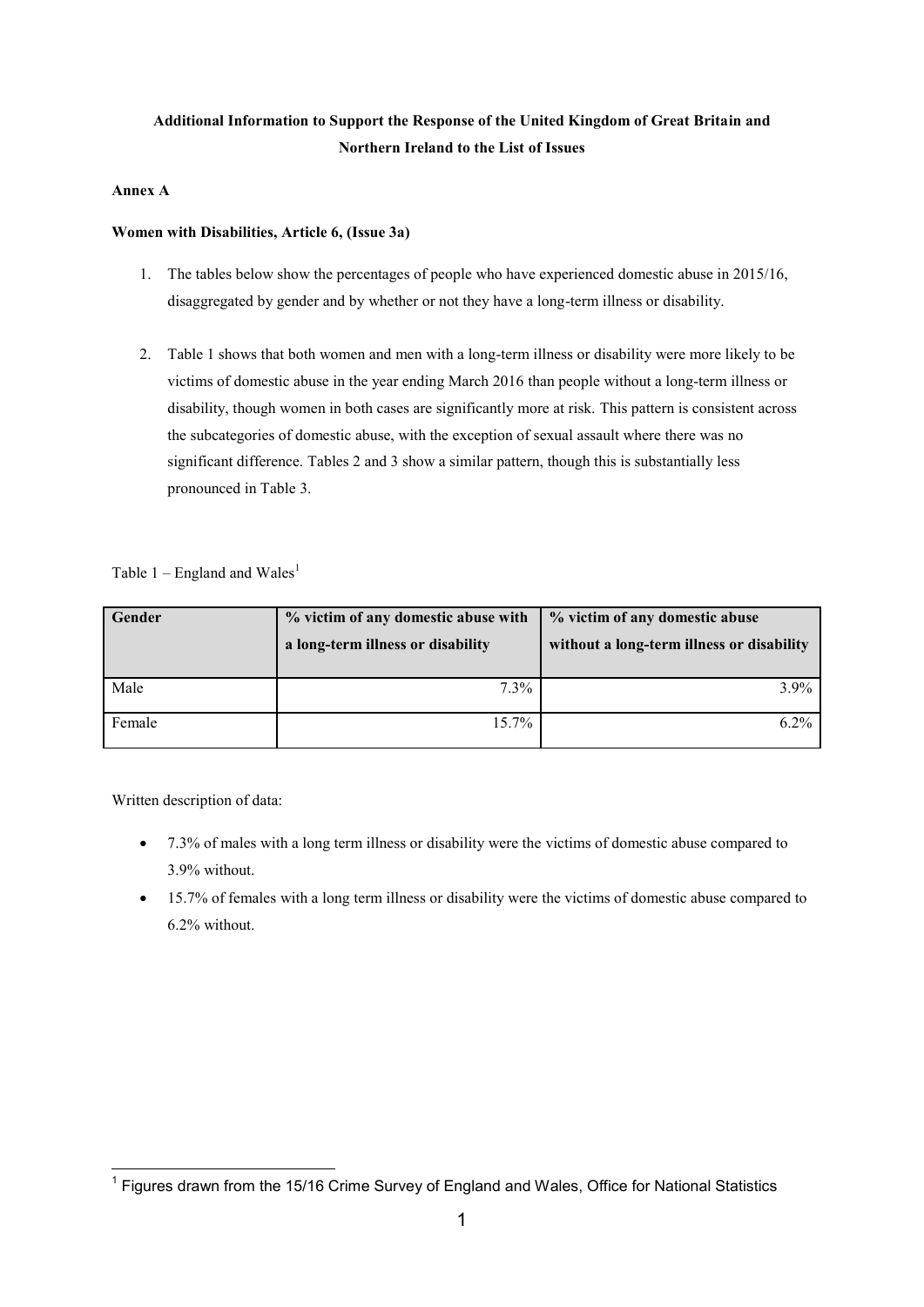**Additional Information to Support the Response of the United Kingdom of Great Britain and Northern Ireland to the List of Issues**

**Annex A**

**Women with Disabilities, Article 6, (Issue 3a)**

1. The tables below show the percentages of people who have experienced domestic abuse in 2015/16, disaggregated by gender and by whether or not they have a long-term illness or disability.

2. Table 1 shows that both women and men with a long-term illness or disability were more likely to be victims of domestic abuse in the year ending March 2016 than people without a long-term illness or disability, though women in both cases are significantly more at risk. This pattern is consistent across the subcategories of domestic abuse, with the exception of sexual assault where there was no significant difference. Tables 2 and 3 show a similar pattern, though this is substantially less pronounced in Table 3.

Table 1 – England and Wales[1]

| Gender | % victim of any domestic abuse with a long-term illness or disability | % victim of any domestic abuse without a long-term illness or disability |
|---|---|---|
| Male | 7.3% | 3.9% |
| Female | 15.7% | 6.2% |

Written description of data:

- 7.3% of males with a long term illness or disability were the victims of domestic abuse compared to 3.9% without.
- 15.7% of females with a long term illness or disability were the victims of domestic abuse compared to 6.2% without.

[1] Figures drawn from the 15/16 Crime Survey of England and Wales, Office for National Statistics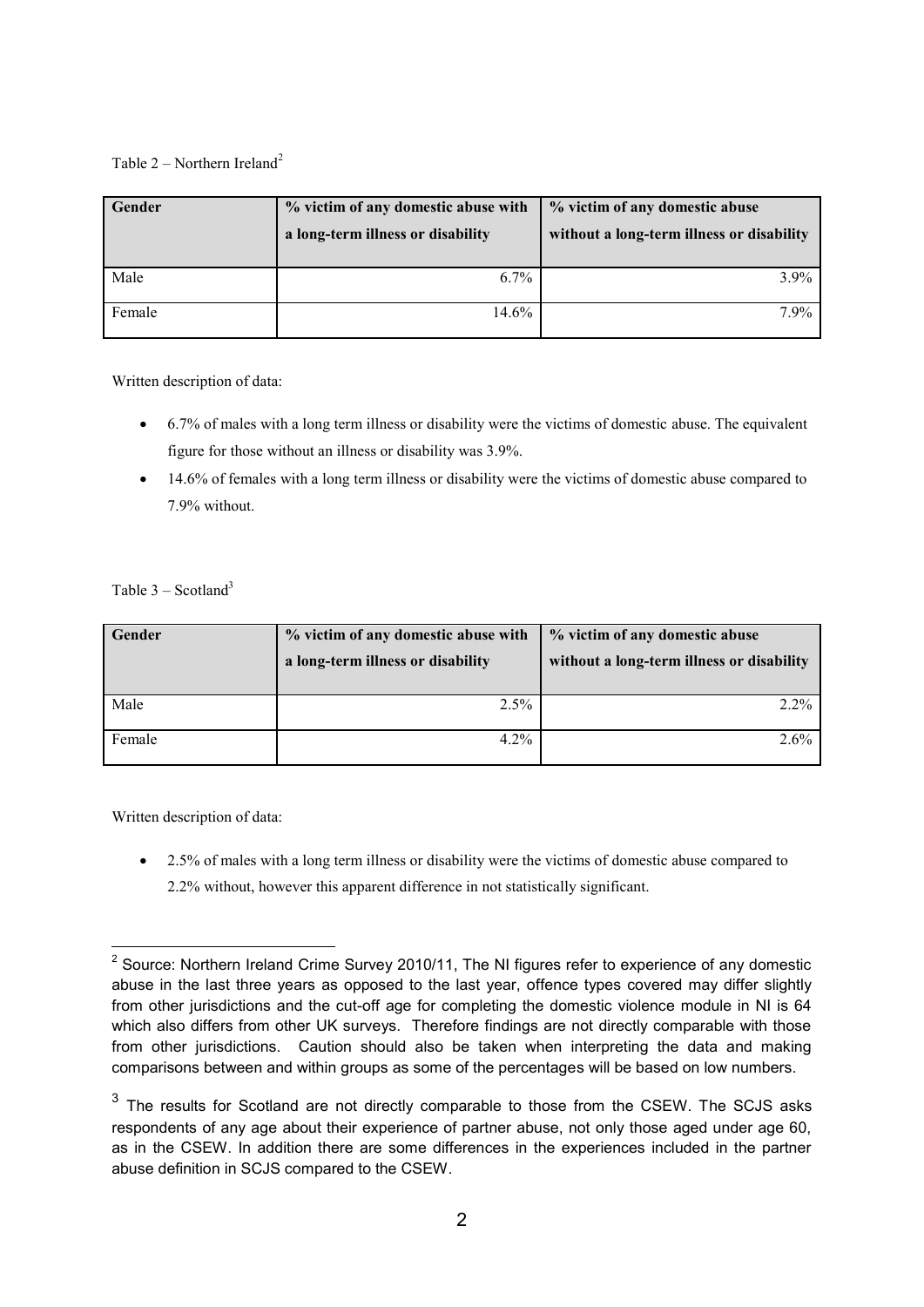Table 2 – Northern Ireland[2]

| Gender | % victim of any domestic abuse with a long-term illness or disability | % victim of any domestic abuse without a long-term illness or disability |
|---|---|---|
| Male | 6.7% | 3.9% |
| Female | 14.6% | 7.9% |

Written description of data:

- 6.7% of males with a long term illness or disability were the victims of domestic abuse. The equivalent figure for those without an illness or disability was 3.9%.
- 14.6% of females with a long term illness or disability were the victims of domestic abuse compared to 7.9% without.

Table 3 – Scotland[3]

| Gender | % victim of any domestic abuse with a long-term illness or disability | % victim of any domestic abuse without a long-term illness or disability |
|---|---|---|
| Male | 2.5% | 2.2% |
| Female | 4.2% | 2.6% |

Written description of data:

- 2.5% of males with a long term illness or disability were the victims of domestic abuse compared to 2.2% without, however this apparent difference in not statistically significant.

---

[2] Source: Northern Ireland Crime Survey 2010/11, The NI figures refer to experience of any domestic abuse in the last three years as opposed to the last year, offence types covered may differ slightly from other jurisdictions and the cut-off age for completing the domestic violence module in NI is 64 which also differs from other UK surveys. Therefore findings are not directly comparable with those from other jurisdictions. Caution should also be taken when interpreting the data and making comparisons between and within groups as some of the percentages will be based on low numbers.

[3] The results for Scotland are not directly comparable to those from the CSEW. The SCJS asks respondents of any age about their experience of partner abuse, not only those aged under age 60, as in the CSEW. In addition there are some differences in the experiences included in the partner abuse definition in SCJS compared to the CSEW.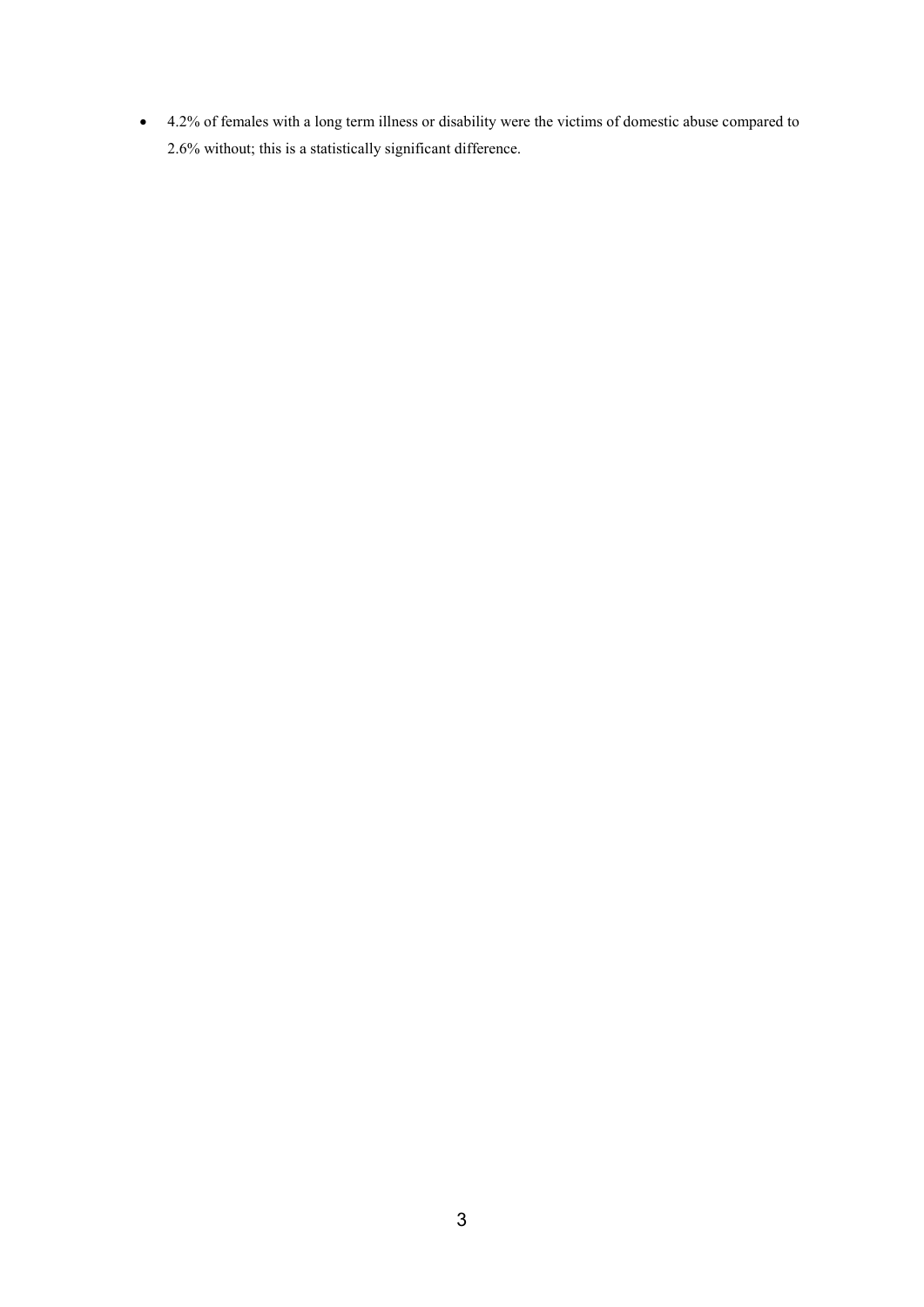- 4.2% of females with a long term illness or disability were the victims of domestic abuse compared to 2.6% without; this is a statistically significant difference.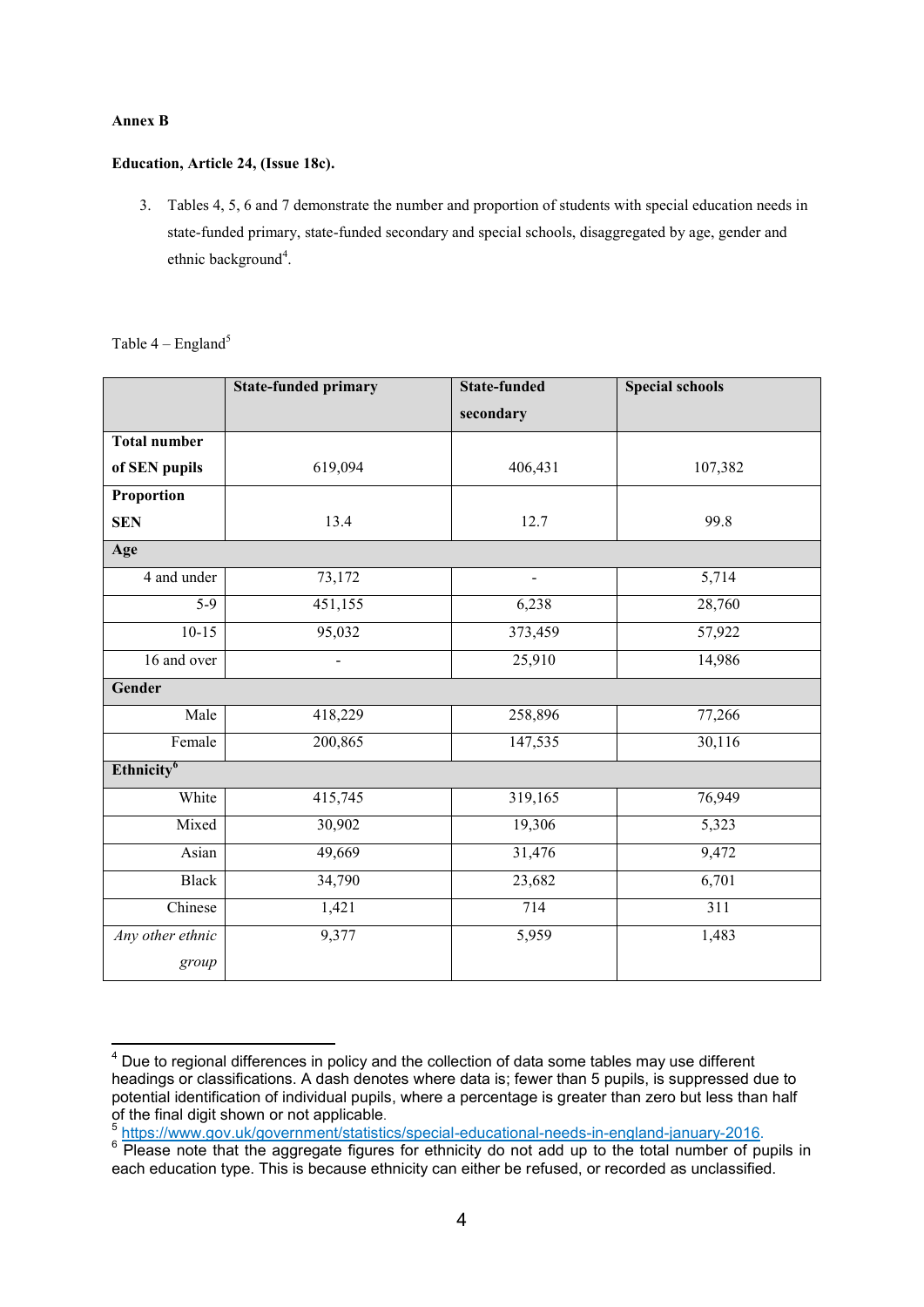**Annex B**

**Education, Article 24, (Issue 18c).**

3. Tables 4, 5, 6 and 7 demonstrate the number and proportion of students with special education needs in state-funded primary, state-funded secondary and special schools, disaggregated by age, gender and ethnic background[4].

Table 4 – England[5]

| | **State-funded primary** | **State-funded secondary** | **Special schools** |
|---|---|---|---|
| **Total number of SEN pupils** | 619,094 | 406,431 | 107,382 |
| **Proportion SEN** | 13.4 | 12.7 | 99.8 |
| **Age** | | | |
| 4 and under | 73,172 | - | 5,714 |
| 5-9 | 451,155 | 6,238 | 28,760 |
| 10-15 | 95,032 | 373,459 | 57,922 |
| 16 and over | - | 25,910 | 14,986 |
| **Gender** | | | |
| Male | 418,229 | 258,896 | 77,266 |
| Female | 200,865 | 147,535 | 30,116 |
| **Ethnicity[6]** | | | |
| White | 415,745 | 319,165 | 76,949 |
| Mixed | 30,902 | 19,306 | 5,323 |
| Asian | 49,669 | 31,476 | 9,472 |
| Black | 34,790 | 23,682 | 6,701 |
| Chinese | 1,421 | 714 | 311 |
| *Any other ethnic group* | 9,377 | 5,959 | 1,483 |

[4] Due to regional differences in policy and the collection of data some tables may use different headings or classifications. A dash denotes where data is; fewer than 5 pupils, is suppressed due to potential identification of individual pupils, where a percentage is greater than zero but less than half of the final digit shown or not applicable.

[5] https://www.gov.uk/government/statistics/special-educational-needs-in-england-january-2016.

[6] Please note that the aggregate figures for ethnicity do not add up to the total number of pupils in each education type. This is because ethnicity can either be refused, or recorded as unclassified.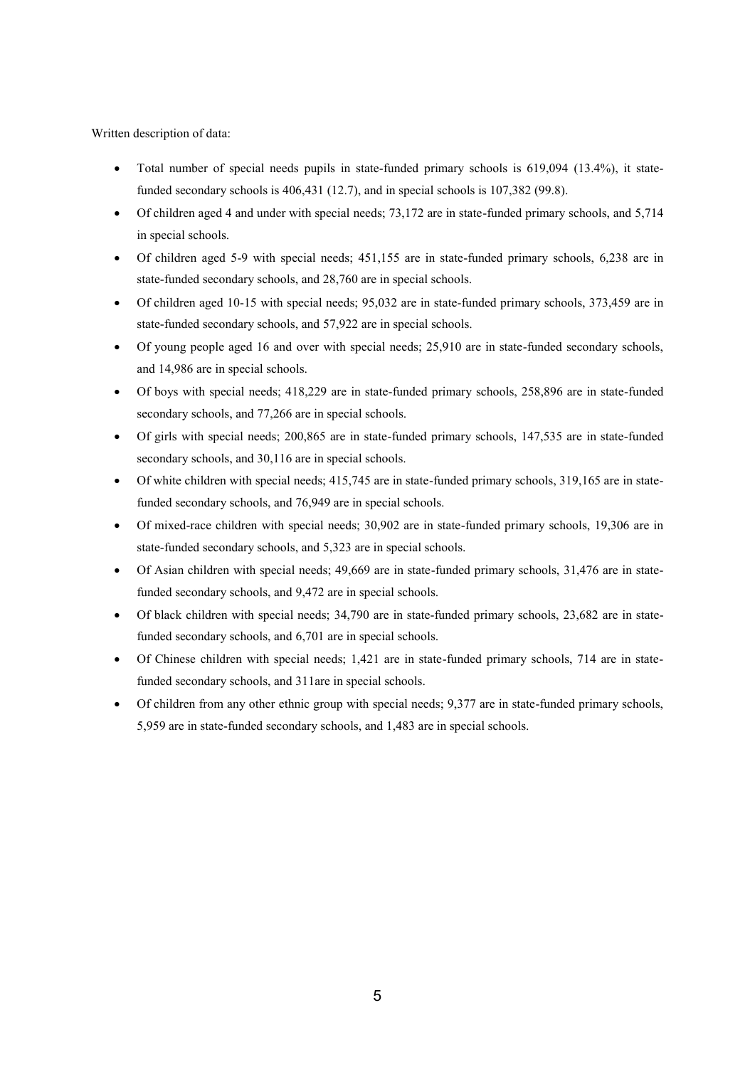Written description of data:

- Total number of special needs pupils in state-funded primary schools is 619,094 (13.4%), it state-funded secondary schools is 406,431 (12.7), and in special schools is 107,382 (99.8).
- Of children aged 4 and under with special needs; 73,172 are in state-funded primary schools, and 5,714 in special schools.
- Of children aged 5-9 with special needs; 451,155 are in state-funded primary schools, 6,238 are in state-funded secondary schools, and 28,760 are in special schools.
- Of children aged 10-15 with special needs; 95,032 are in state-funded primary schools, 373,459 are in state-funded secondary schools, and 57,922 are in special schools.
- Of young people aged 16 and over with special needs; 25,910 are in state-funded secondary schools, and 14,986 are in special schools.
- Of boys with special needs; 418,229 are in state-funded primary schools, 258,896 are in state-funded secondary schools, and 77,266 are in special schools.
- Of girls with special needs; 200,865 are in state-funded primary schools, 147,535 are in state-funded secondary schools, and 30,116 are in special schools.
- Of white children with special needs; 415,745 are in state-funded primary schools, 319,165 are in state-funded secondary schools, and 76,949 are in special schools.
- Of mixed-race children with special needs; 30,902 are in state-funded primary schools, 19,306 are in state-funded secondary schools, and 5,323 are in special schools.
- Of Asian children with special needs; 49,669 are in state-funded primary schools, 31,476 are in state-funded secondary schools, and 9,472 are in special schools.
- Of black children with special needs; 34,790 are in state-funded primary schools, 23,682 are in state-funded secondary schools, and 6,701 are in special schools.
- Of Chinese children with special needs; 1,421 are in state-funded primary schools, 714 are in state-funded secondary schools, and 311are in special schools.
- Of children from any other ethnic group with special needs; 9,377 are in state-funded primary schools, 5,959 are in state-funded secondary schools, and 1,483 are in special schools.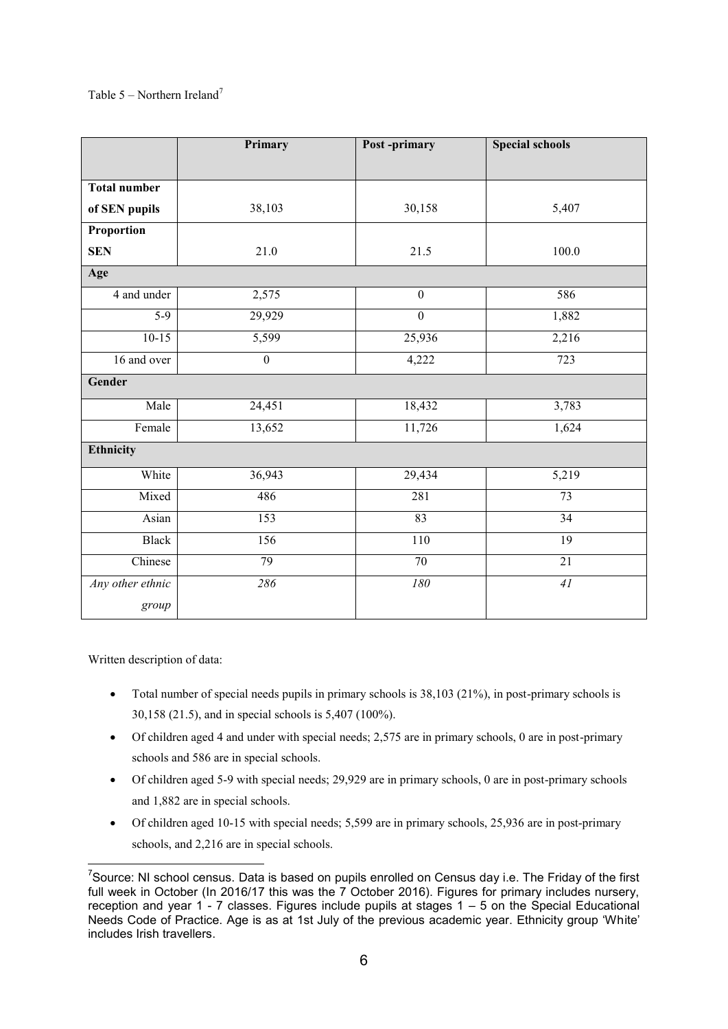Table 5 – Northern Ireland[7]

| | Primary | Post -primary | Special schools |
|---|---|---|---|
| **Total number of SEN pupils** | 38,103 | 30,158 | 5,407 |
| **Proportion SEN** | 21.0 | 21.5 | 100.0 |
| **Age** | | | |
| 4 and under | 2,575 | 0 | 586 |
| 5-9 | 29,929 | 0 | 1,882 |
| 10-15 | 5,599 | 25,936 | 2,216 |
| 16 and over | 0 | 4,222 | 723 |
| **Gender** | | | |
| Male | 24,451 | 18,432 | 3,783 |
| Female | 13,652 | 11,726 | 1,624 |
| **Ethnicity** | | | |
| White | 36,943 | 29,434 | 5,219 |
| Mixed | 486 | 281 | 73 |
| Asian | 153 | 83 | 34 |
| Black | 156 | 110 | 19 |
| Chinese | 79 | 70 | 21 |
| *Any other ethnic group* | *286* | *180* | *41* |

Written description of data:

- Total number of special needs pupils in primary schools is 38,103 (21%), in post-primary schools is 30,158 (21.5), and in special schools is 5,407 (100%).
- Of children aged 4 and under with special needs; 2,575 are in primary schools, 0 are in post-primary schools and 586 are in special schools.
- Of children aged 5-9 with special needs; 29,929 are in primary schools, 0 are in post-primary schools and 1,882 are in special schools.
- Of children aged 10-15 with special needs; 5,599 are in primary schools, 25,936 are in post-primary schools, and 2,216 are in special schools.

[7] Source: NI school census. Data is based on pupils enrolled on Census day i.e. The Friday of the first full week in October (In 2016/17 this was the 7 October 2016). Figures for primary includes nursery, reception and year 1 - 7 classes. Figures include pupils at stages 1 – 5 on the Special Educational Needs Code of Practice. Age is as at 1st July of the previous academic year. Ethnicity group 'White' includes Irish travellers.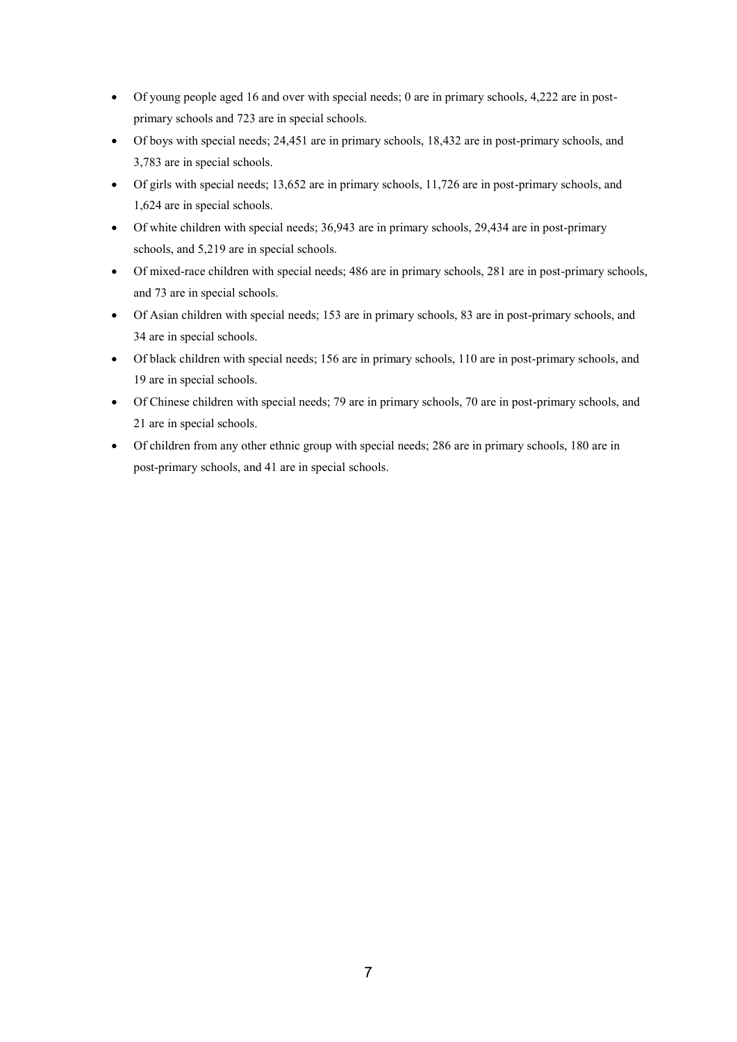- Of young people aged 16 and over with special needs; 0 are in primary schools, 4,222 are in post-primary schools and 723 are in special schools.
- Of boys with special needs; 24,451 are in primary schools, 18,432 are in post-primary schools, and 3,783 are in special schools.
- Of girls with special needs; 13,652 are in primary schools, 11,726 are in post-primary schools, and 1,624 are in special schools.
- Of white children with special needs; 36,943 are in primary schools, 29,434 are in post-primary schools, and 5,219 are in special schools.
- Of mixed-race children with special needs; 486 are in primary schools, 281 are in post-primary schools, and 73 are in special schools.
- Of Asian children with special needs; 153 are in primary schools, 83 are in post-primary schools, and 34 are in special schools.
- Of black children with special needs; 156 are in primary schools, 110 are in post-primary schools, and 19 are in special schools.
- Of Chinese children with special needs; 79 are in primary schools, 70 are in post-primary schools, and 21 are in special schools.
- Of children from any other ethnic group with special needs; 286 are in primary schools, 180 are in post-primary schools, and 41 are in special schools.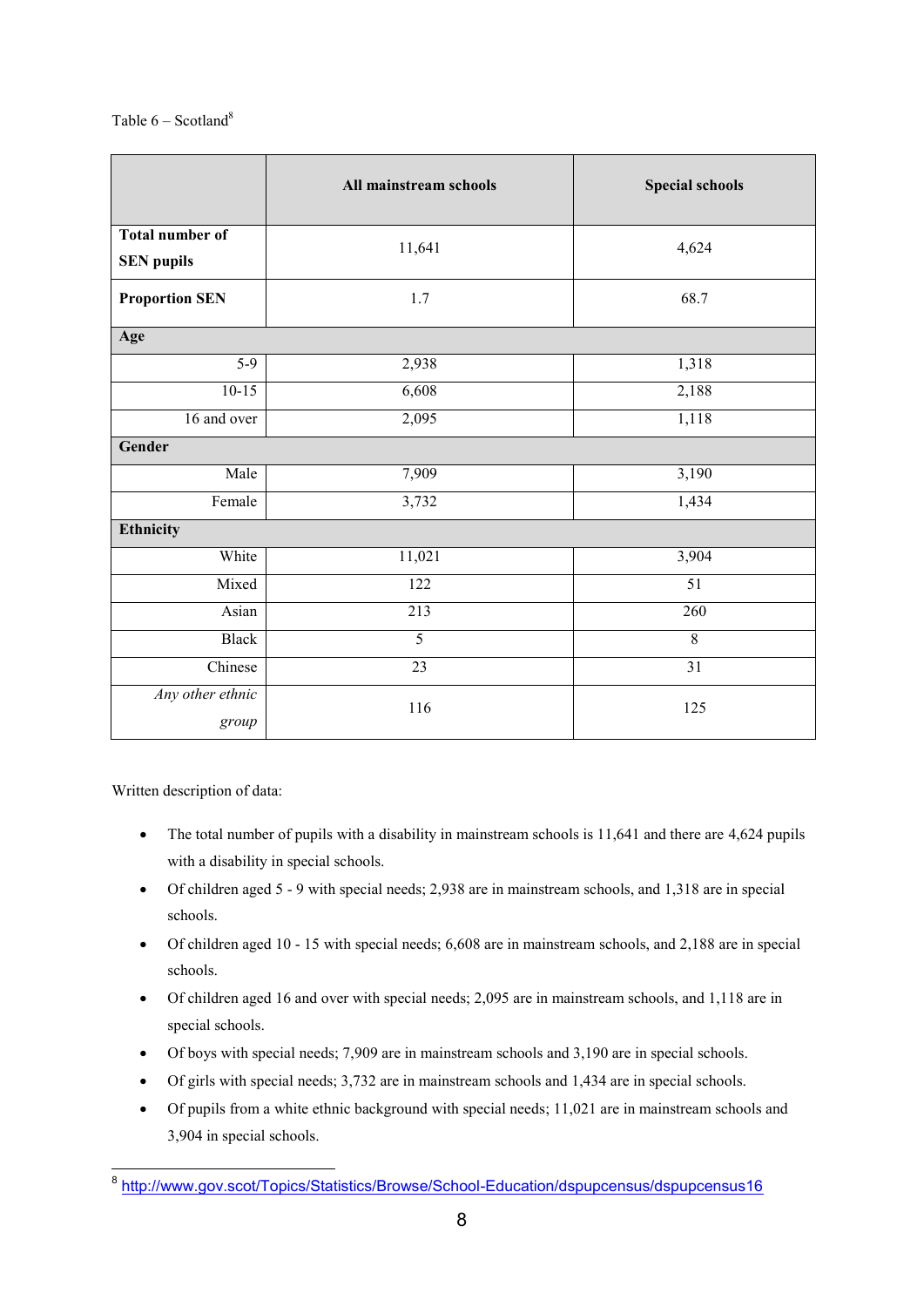Table 6 – Scotland[8]

| | All mainstream schools | Special schools |
|---|---|---|
| **Total number of SEN pupils** | 11,641 | 4,624 |
| **Proportion SEN** | 1.7 | 68.7 |
| **Age** | | |
| 5-9 | 2,938 | 1,318 |
| 10-15 | 6,608 | 2,188 |
| 16 and over | 2,095 | 1,118 |
| **Gender** | | |
| Male | 7,909 | 3,190 |
| Female | 3,732 | 1,434 |
| **Ethnicity** | | |
| White | 11,021 | 3,904 |
| Mixed | 122 | 51 |
| Asian | 213 | 260 |
| Black | 5 | 8 |
| Chinese | 23 | 31 |
| *Any other ethnic group* | 116 | 125 |

Written description of data:

- The total number of pupils with a disability in mainstream schools is 11,641 and there are 4,624 pupils with a disability in special schools.
- Of children aged 5 - 9 with special needs; 2,938 are in mainstream schools, and 1,318 are in special schools.
- Of children aged 10 - 15 with special needs; 6,608 are in mainstream schools, and 2,188 are in special schools.
- Of children aged 16 and over with special needs; 2,095 are in mainstream schools, and 1,118 are in special schools.
- Of boys with special needs; 7,909 are in mainstream schools and 3,190 are in special schools.
- Of girls with special needs; 3,732 are in mainstream schools and 1,434 are in special schools.
- Of pupils from a white ethnic background with special needs; 11,021 are in mainstream schools and 3,904 in special schools.

[8] http://www.gov.scot/Topics/Statistics/Browse/School-Education/dspupcensus/dspupcensus16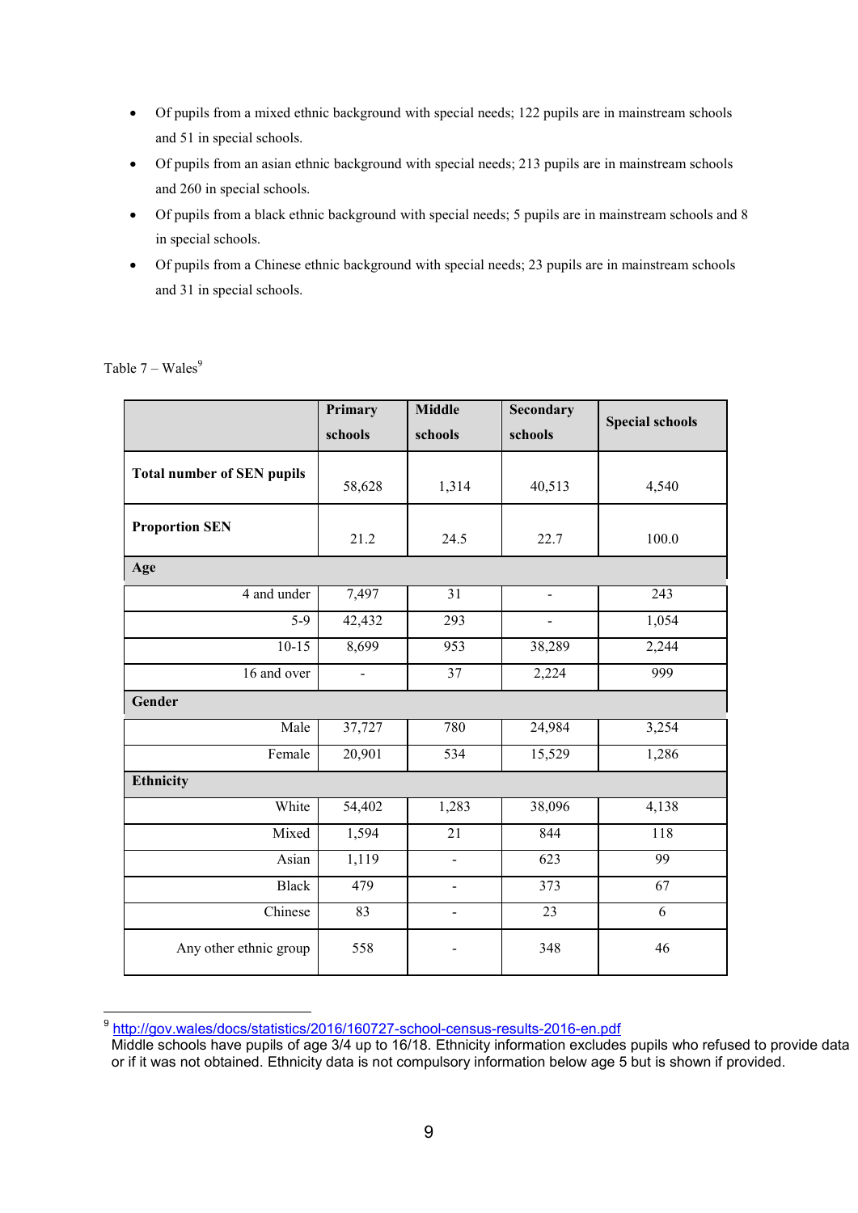- Of pupils from a mixed ethnic background with special needs; 122 pupils are in mainstream schools and 51 in special schools.
- Of pupils from an asian ethnic background with special needs; 213 pupils are in mainstream schools and 260 in special schools.
- Of pupils from a black ethnic background with special needs; 5 pupils are in mainstream schools and 8 in special schools.
- Of pupils from a Chinese ethnic background with special needs; 23 pupils are in mainstream schools and 31 in special schools.

Table 7 – Wales[9]

| | Primary schools | Middle schools | Secondary schools | Special schools |
|---|---|---|---|---|
| **Total number of SEN pupils** | 58,628 | 1,314 | 40,513 | 4,540 |
| **Proportion SEN** | 21.2 | 24.5 | 22.7 | 100.0 |
| **Age** | | | | |
| 4 and under | 7,497 | 31 | - | 243 |
| 5-9 | 42,432 | 293 | - | 1,054 |
| 10-15 | 8,699 | 953 | 38,289 | 2,244 |
| 16 and over | - | 37 | 2,224 | 999 |
| **Gender** | | | | |
| Male | 37,727 | 780 | 24,984 | 3,254 |
| Female | 20,901 | 534 | 15,529 | 1,286 |
| **Ethnicity** | | | | |
| White | 54,402 | 1,283 | 38,096 | 4,138 |
| Mixed | 1,594 | 21 | 844 | 118 |
| Asian | 1,119 | - | 623 | 99 |
| Black | 479 | - | 373 | 67 |
| Chinese | 83 | - | 23 | 6 |
| Any other ethnic group | 558 | - | 348 | 46 |

[9] http://gov.wales/docs/statistics/2016/160727-school-census-results-2016-en.pdf
Middle schools have pupils of age 3/4 up to 16/18. Ethnicity information excludes pupils who refused to provide data or if it was not obtained. Ethnicity data is not compulsory information below age 5 but is shown if provided.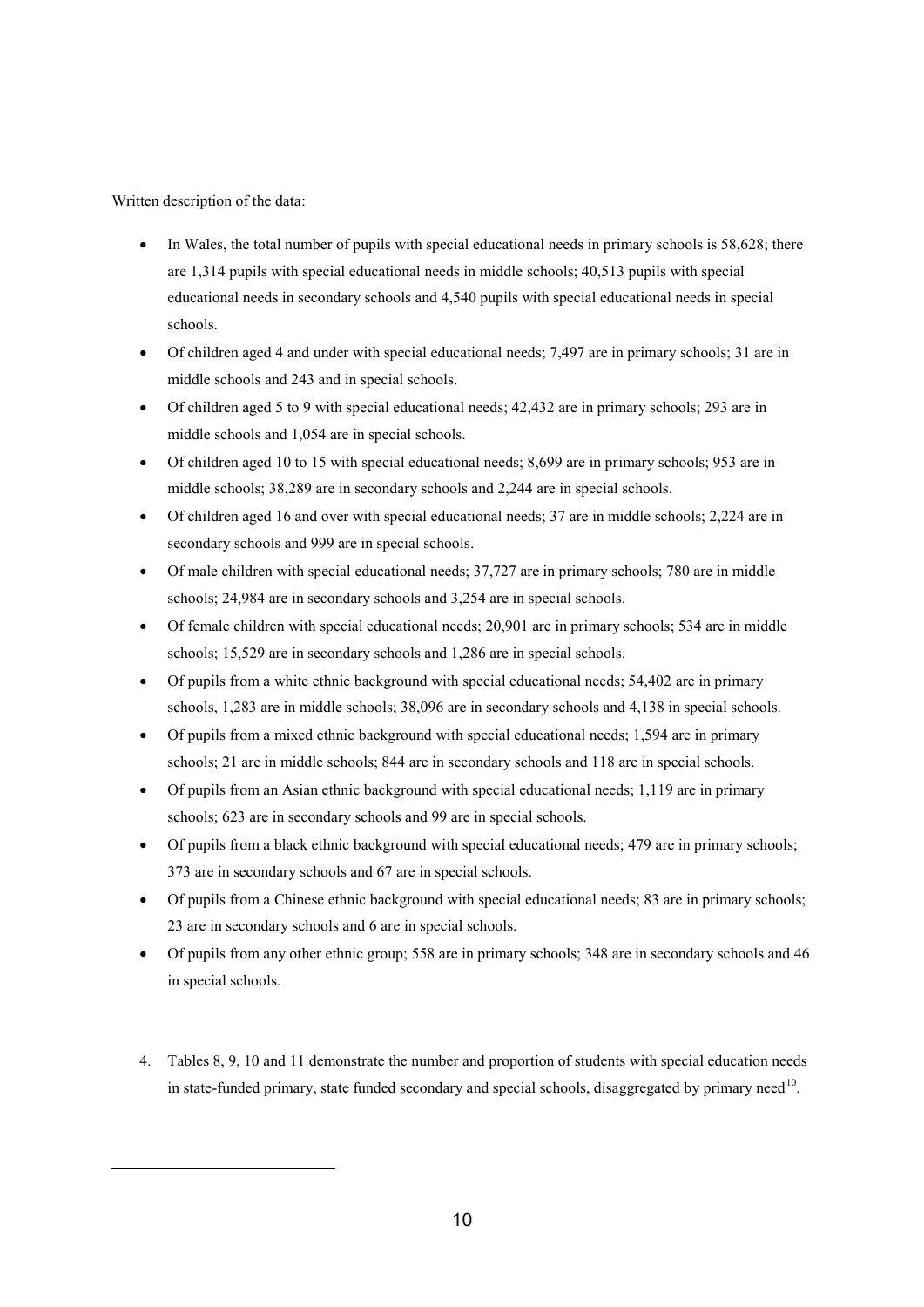Written description of the data:

- In Wales, the total number of pupils with special educational needs in primary schools is 58,628; there are 1,314 pupils with special educational needs in middle schools; 40,513 pupils with special educational needs in secondary schools and 4,540 pupils with special educational needs in special schools.
- Of children aged 4 and under with special educational needs; 7,497 are in primary schools; 31 are in middle schools and 243 and in special schools.
- Of children aged 5 to 9 with special educational needs; 42,432 are in primary schools; 293 are in middle schools and 1,054 are in special schools.
- Of children aged 10 to 15 with special educational needs; 8,699 are in primary schools; 953 are in middle schools; 38,289 are in secondary schools and 2,244 are in special schools.
- Of children aged 16 and over with special educational needs; 37 are in middle schools; 2,224 are in secondary schools and 999 are in special schools.
- Of male children with special educational needs; 37,727 are in primary schools; 780 are in middle schools; 24,984 are in secondary schools and 3,254 are in special schools.
- Of female children with special educational needs; 20,901 are in primary schools; 534 are in middle schools; 15,529 are in secondary schools and 1,286 are in special schools.
- Of pupils from a white ethnic background with special educational needs; 54,402 are in primary schools, 1,283 are in middle schools; 38,096 are in secondary schools and 4,138 in special schools.
- Of pupils from a mixed ethnic background with special educational needs; 1,594 are in primary schools; 21 are in middle schools; 844 are in secondary schools and 118 are in special schools.
- Of pupils from an Asian ethnic background with special educational needs; 1,119 are in primary schools; 623 are in secondary schools and 99 are in special schools.
- Of pupils from a black ethnic background with special educational needs; 479 are in primary schools; 373 are in secondary schools and 67 are in special schools.
- Of pupils from a Chinese ethnic background with special educational needs; 83 are in primary schools; 23 are in secondary schools and 6 are in special schools.
- Of pupils from any other ethnic group; 558 are in primary schools; 348 are in secondary schools and 46 in special schools.

4. Tables 8, 9, 10 and 11 demonstrate the number and proportion of students with special education needs in state-funded primary, state funded secondary and special schools, disaggregated by primary need[10].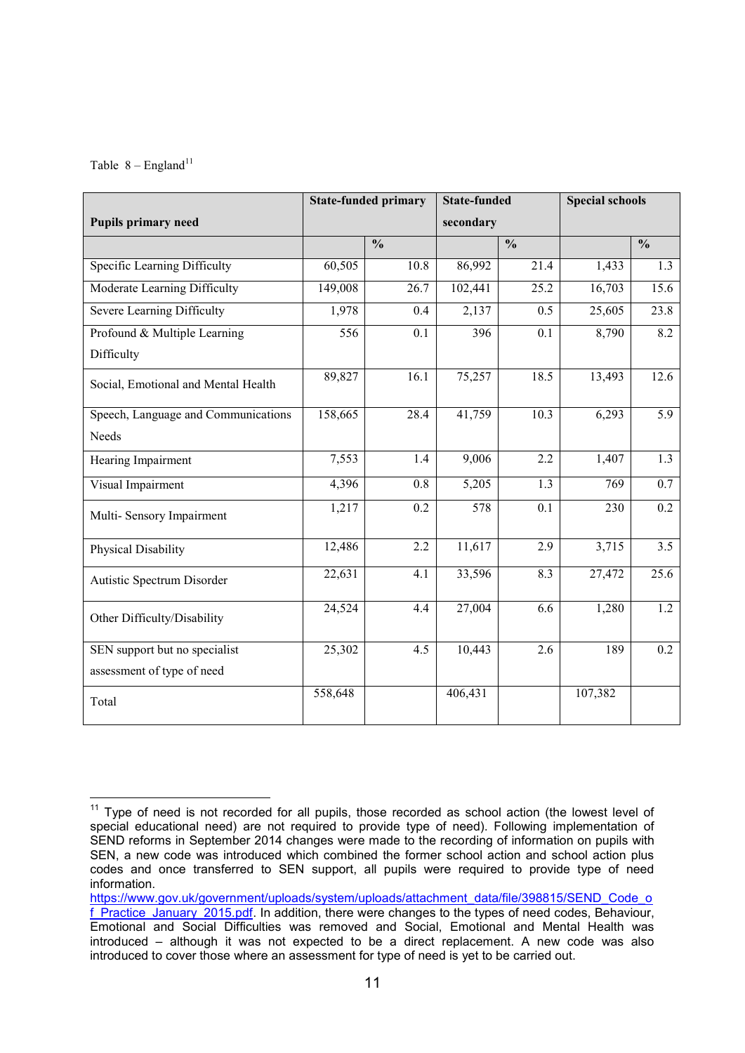Table 8 – England[11]

| Pupils primary need | State-funded primary | | State-funded secondary | | Special schools | |
|---|---|---|---|---|---|---|
| | | % | | % | | % |
| Specific Learning Difficulty | 60,505 | 10.8 | 86,992 | 21.4 | 1,433 | 1.3 |
| Moderate Learning Difficulty | 149,008 | 26.7 | 102,441 | 25.2 | 16,703 | 15.6 |
| Severe Learning Difficulty | 1,978 | 0.4 | 2,137 | 0.5 | 25,605 | 23.8 |
| Profound & Multiple Learning Difficulty | 556 | 0.1 | 396 | 0.1 | 8,790 | 8.2 |
| Social, Emotional and Mental Health | 89,827 | 16.1 | 75,257 | 18.5 | 13,493 | 12.6 |
| Speech, Language and Communications Needs | 158,665 | 28.4 | 41,759 | 10.3 | 6,293 | 5.9 |
| Hearing Impairment | 7,553 | 1.4 | 9,006 | 2.2 | 1,407 | 1.3 |
| Visual Impairment | 4,396 | 0.8 | 5,205 | 1.3 | 769 | 0.7 |
| Multi- Sensory Impairment | 1,217 | 0.2 | 578 | 0.1 | 230 | 0.2 |
| Physical Disability | 12,486 | 2.2 | 11,617 | 2.9 | 3,715 | 3.5 |
| Autistic Spectrum Disorder | 22,631 | 4.1 | 33,596 | 8.3 | 27,472 | 25.6 |
| Other Difficulty/Disability | 24,524 | 4.4 | 27,004 | 6.6 | 1,280 | 1.2 |
| SEN support but no specialist assessment of type of need | 25,302 | 4.5 | 10,443 | 2.6 | 189 | 0.2 |
| Total | 558,648 | | 406,431 | | 107,382 | |

[11] Type of need is not recorded for all pupils, those recorded as school action (the lowest level of special educational need) are not required to provide type of need). Following implementation of SEND reforms in September 2014 changes were made to the recording of information on pupils with SEN, a new code was introduced which combined the former school action and school action plus codes and once transferred to SEN support, all pupils were required to provide type of need information. https://www.gov.uk/government/uploads/system/uploads/attachment_data/file/398815/SEND_Code_of_Practice_January_2015.pdf. In addition, there were changes to the types of need codes, Behaviour, Emotional and Social Difficulties was removed and Social, Emotional and Mental Health was introduced – although it was not expected to be a direct replacement. A new code was also introduced to cover those where an assessment for type of need is yet to be carried out.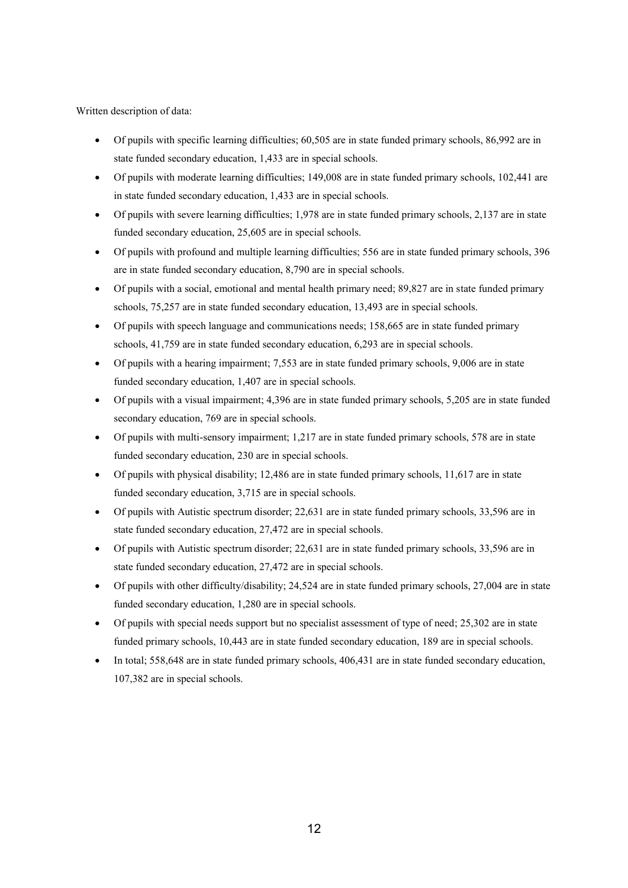Written description of data:

- Of pupils with specific learning difficulties; 60,505 are in state funded primary schools, 86,992 are in state funded secondary education, 1,433 are in special schools.
- Of pupils with moderate learning difficulties; 149,008 are in state funded primary schools, 102,441 are in state funded secondary education, 1,433 are in special schools.
- Of pupils with severe learning difficulties; 1,978 are in state funded primary schools, 2,137 are in state funded secondary education, 25,605 are in special schools.
- Of pupils with profound and multiple learning difficulties; 556 are in state funded primary schools, 396 are in state funded secondary education, 8,790 are in special schools.
- Of pupils with a social, emotional and mental health primary need; 89,827 are in state funded primary schools, 75,257 are in state funded secondary education, 13,493 are in special schools.
- Of pupils with speech language and communications needs; 158,665 are in state funded primary schools, 41,759 are in state funded secondary education, 6,293 are in special schools.
- Of pupils with a hearing impairment; 7,553 are in state funded primary schools, 9,006 are in state funded secondary education, 1,407 are in special schools.
- Of pupils with a visual impairment; 4,396 are in state funded primary schools, 5,205 are in state funded secondary education, 769 are in special schools.
- Of pupils with multi-sensory impairment; 1,217 are in state funded primary schools, 578 are in state funded secondary education, 230 are in special schools.
- Of pupils with physical disability; 12,486 are in state funded primary schools, 11,617 are in state funded secondary education, 3,715 are in special schools.
- Of pupils with Autistic spectrum disorder; 22,631 are in state funded primary schools, 33,596 are in state funded secondary education, 27,472 are in special schools.
- Of pupils with Autistic spectrum disorder; 22,631 are in state funded primary schools, 33,596 are in state funded secondary education, 27,472 are in special schools.
- Of pupils with other difficulty/disability; 24,524 are in state funded primary schools, 27,004 are in state funded secondary education, 1,280 are in special schools.
- Of pupils with special needs support but no specialist assessment of type of need; 25,302 are in state funded primary schools, 10,443 are in state funded secondary education, 189 are in special schools.
- In total; 558,648 are in state funded primary schools, 406,431 are in state funded secondary education, 107,382 are in special schools.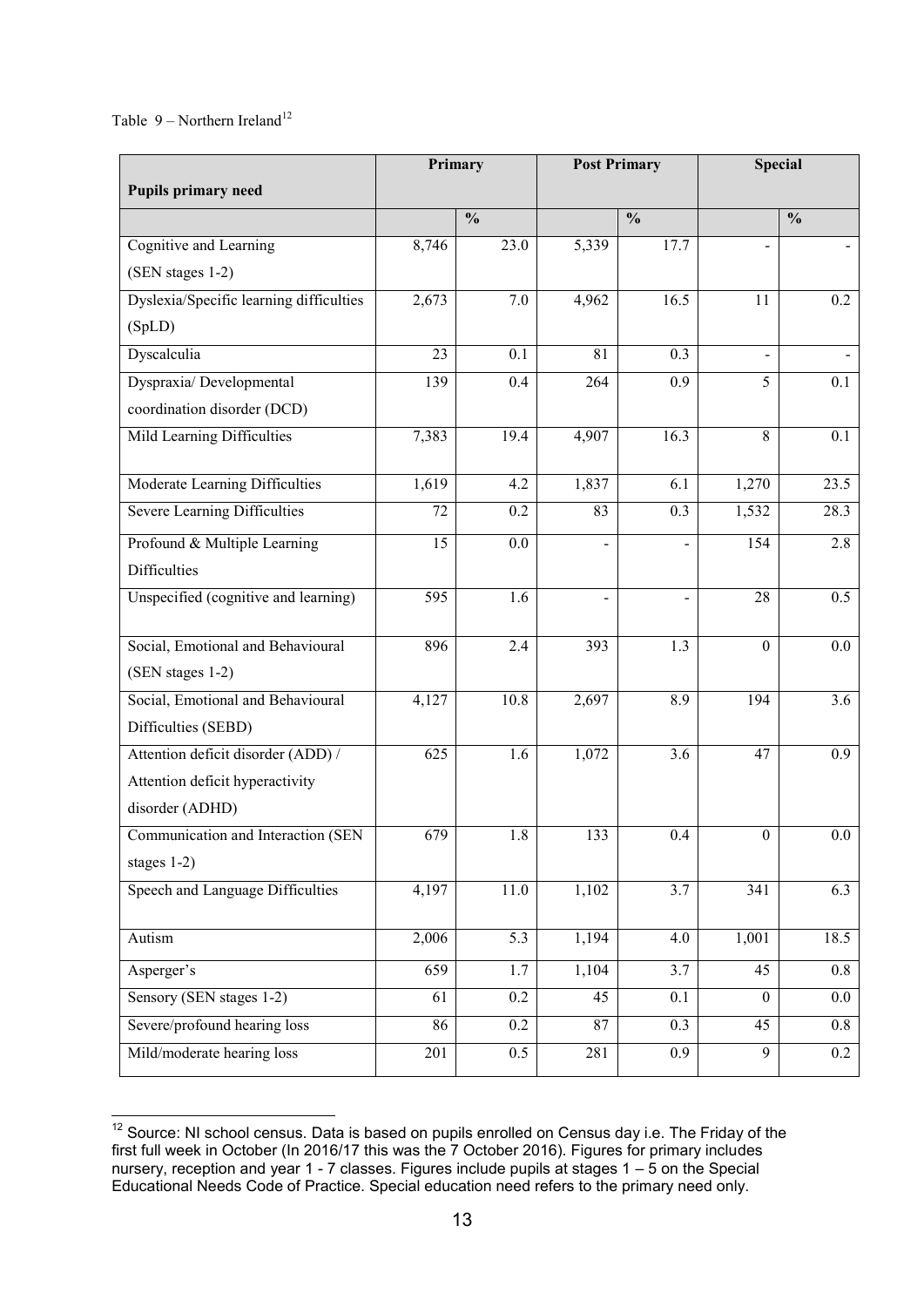Table 9 – Northern Ireland[12]

| Pupils primary need | Primary | | Post Primary | | Special | |
|---|---|---|---|---|---|---|
| | | % | | % | | % |
| Cognitive and Learning (SEN stages 1-2) | 8,746 | 23.0 | 5,339 | 17.7 | - | - |
| Dyslexia/Specific learning difficulties (SpLD) | 2,673 | 7.0 | 4,962 | 16.5 | 11 | 0.2 |
| Dyscalculia | 23 | 0.1 | 81 | 0.3 | - | - |
| Dyspraxia/ Developmental coordination disorder (DCD) | 139 | 0.4 | 264 | 0.9 | 5 | 0.1 |
| Mild Learning Difficulties | 7,383 | 19.4 | 4,907 | 16.3 | 8 | 0.1 |
| Moderate Learning Difficulties | 1,619 | 4.2 | 1,837 | 6.1 | 1,270 | 23.5 |
| Severe Learning Difficulties | 72 | 0.2 | 83 | 0.3 | 1,532 | 28.3 |
| Profound & Multiple Learning Difficulties | 15 | 0.0 | - | - | 154 | 2.8 |
| Unspecified (cognitive and learning) | 595 | 1.6 | - | - | 28 | 0.5 |
| Social, Emotional and Behavioural (SEN stages 1-2) | 896 | 2.4 | 393 | 1.3 | 0 | 0.0 |
| Social, Emotional and Behavioural Difficulties (SEBD) | 4,127 | 10.8 | 2,697 | 8.9 | 194 | 3.6 |
| Attention deficit disorder (ADD) / Attention deficit hyperactivity disorder (ADHD) | 625 | 1.6 | 1,072 | 3.6 | 47 | 0.9 |
| Communication and Interaction (SEN stages 1-2) | 679 | 1.8 | 133 | 0.4 | 0 | 0.0 |
| Speech and Language Difficulties | 4,197 | 11.0 | 1,102 | 3.7 | 341 | 6.3 |
| Autism | 2,006 | 5.3 | 1,194 | 4.0 | 1,001 | 18.5 |
| Asperger's | 659 | 1.7 | 1,104 | 3.7 | 45 | 0.8 |
| Sensory (SEN stages 1-2) | 61 | 0.2 | 45 | 0.1 | 0 | 0.0 |
| Severe/profound hearing loss | 86 | 0.2 | 87 | 0.3 | 45 | 0.8 |
| Mild/moderate hearing loss | 201 | 0.5 | 281 | 0.9 | 9 | 0.2 |

[12] Source: NI school census. Data is based on pupils enrolled on Census day i.e. The Friday of the first full week in October (In 2016/17 this was the 7 October 2016). Figures for primary includes nursery, reception and year 1 - 7 classes. Figures include pupils at stages 1 – 5 on the Special Educational Needs Code of Practice. Special education need refers to the primary need only.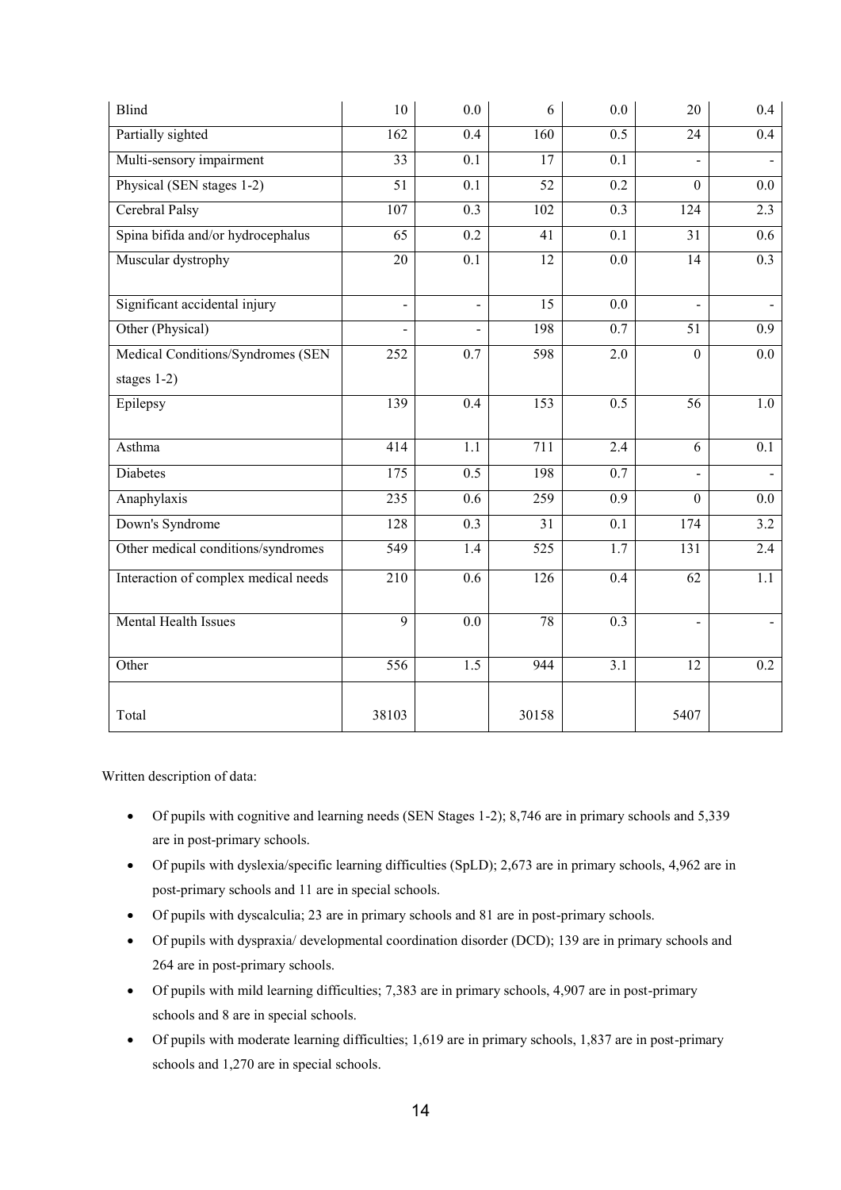| | | | | | | |
|---|---|---|---|---|---|---|
| Blind | 10 | 0.0 | 6 | 0.0 | 20 | 0.4 |
| Partially sighted | 162 | 0.4 | 160 | 0.5 | 24 | 0.4 |
| Multi-sensory impairment | 33 | 0.1 | 17 | 0.1 | - | - |
| Physical (SEN stages 1-2) | 51 | 0.1 | 52 | 0.2 | 0 | 0.0 |
| Cerebral Palsy | 107 | 0.3 | 102 | 0.3 | 124 | 2.3 |
| Spina bifida and/or hydrocephalus | 65 | 0.2 | 41 | 0.1 | 31 | 0.6 |
| Muscular dystrophy | 20 | 0.1 | 12 | 0.0 | 14 | 0.3 |
| Significant accidental injury | - | - | 15 | 0.0 | - | - |
| Other (Physical) | - | - | 198 | 0.7 | 51 | 0.9 |
| Medical Conditions/Syndromes (SEN stages 1-2) | 252 | 0.7 | 598 | 2.0 | 0 | 0.0 |
| Epilepsy | 139 | 0.4 | 153 | 0.5 | 56 | 1.0 |
| Asthma | 414 | 1.1 | 711 | 2.4 | 6 | 0.1 |
| Diabetes | 175 | 0.5 | 198 | 0.7 | - | - |
| Anaphylaxis | 235 | 0.6 | 259 | 0.9 | 0 | 0.0 |
| Down's Syndrome | 128 | 0.3 | 31 | 0.1 | 174 | 3.2 |
| Other medical conditions/syndromes | 549 | 1.4 | 525 | 1.7 | 131 | 2.4 |
| Interaction of complex medical needs | 210 | 0.6 | 126 | 0.4 | 62 | 1.1 |
| Mental Health Issues | 9 | 0.0 | 78 | 0.3 | - | - |
| Other | 556 | 1.5 | 944 | 3.1 | 12 | 0.2 |
| Total | 38103 | | 30158 | | 5407 | |

Written description of data:

- Of pupils with cognitive and learning needs (SEN Stages 1-2); 8,746 are in primary schools and 5,339 are in post-primary schools.
- Of pupils with dyslexia/specific learning difficulties (SpLD); 2,673 are in primary schools, 4,962 are in post-primary schools and 11 are in special schools.
- Of pupils with dyscalculia; 23 are in primary schools and 81 are in post-primary schools.
- Of pupils with dyspraxia/ developmental coordination disorder (DCD); 139 are in primary schools and 264 are in post-primary schools.
- Of pupils with mild learning difficulties; 7,383 are in primary schools, 4,907 are in post-primary schools and 8 are in special schools.
- Of pupils with moderate learning difficulties; 1,619 are in primary schools, 1,837 are in post-primary schools and 1,270 are in special schools.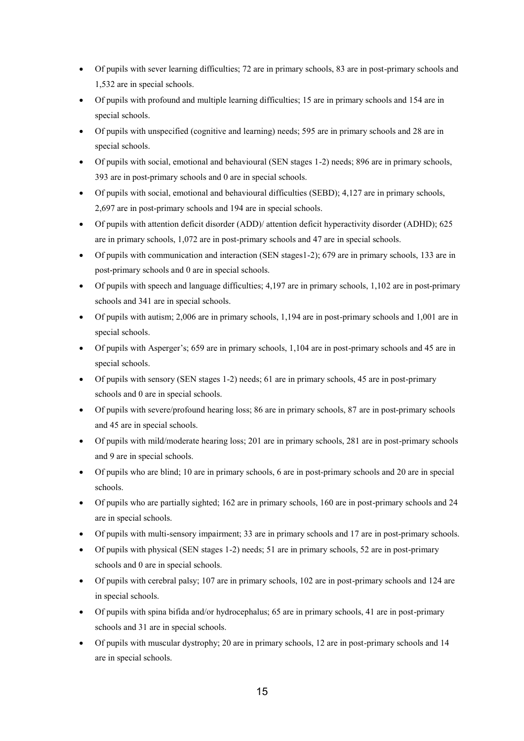- Of pupils with sever learning difficulties; 72 are in primary schools, 83 are in post-primary schools and 1,532 are in special schools.
- Of pupils with profound and multiple learning difficulties; 15 are in primary schools and 154 are in special schools.
- Of pupils with unspecified (cognitive and learning) needs; 595 are in primary schools and 28 are in special schools.
- Of pupils with social, emotional and behavioural (SEN stages 1-2) needs; 896 are in primary schools, 393 are in post-primary schools and 0 are in special schools.
- Of pupils with social, emotional and behavioural difficulties (SEBD); 4,127 are in primary schools, 2,697 are in post-primary schools and 194 are in special schools.
- Of pupils with attention deficit disorder (ADD)/ attention deficit hyperactivity disorder (ADHD); 625 are in primary schools, 1,072 are in post-primary schools and 47 are in special schools.
- Of pupils with communication and interaction (SEN stages1-2); 679 are in primary schools, 133 are in post-primary schools and 0 are in special schools.
- Of pupils with speech and language difficulties; 4,197 are in primary schools, 1,102 are in post-primary schools and 341 are in special schools.
- Of pupils with autism; 2,006 are in primary schools, 1,194 are in post-primary schools and 1,001 are in special schools.
- Of pupils with Asperger's; 659 are in primary schools, 1,104 are in post-primary schools and 45 are in special schools.
- Of pupils with sensory (SEN stages 1-2) needs; 61 are in primary schools, 45 are in post-primary schools and 0 are in special schools.
- Of pupils with severe/profound hearing loss; 86 are in primary schools, 87 are in post-primary schools and 45 are in special schools.
- Of pupils with mild/moderate hearing loss; 201 are in primary schools, 281 are in post-primary schools and 9 are in special schools.
- Of pupils who are blind; 10 are in primary schools, 6 are in post-primary schools and 20 are in special schools.
- Of pupils who are partially sighted; 162 are in primary schools, 160 are in post-primary schools and 24 are in special schools.
- Of pupils with multi-sensory impairment; 33 are in primary schools and 17 are in post-primary schools.
- Of pupils with physical (SEN stages 1-2) needs; 51 are in primary schools, 52 are in post-primary schools and 0 are in special schools.
- Of pupils with cerebral palsy; 107 are in primary schools, 102 are in post-primary schools and 124 are in special schools.
- Of pupils with spina bifida and/or hydrocephalus; 65 are in primary schools, 41 are in post-primary schools and 31 are in special schools.
- Of pupils with muscular dystrophy; 20 are in primary schools, 12 are in post-primary schools and 14 are in special schools.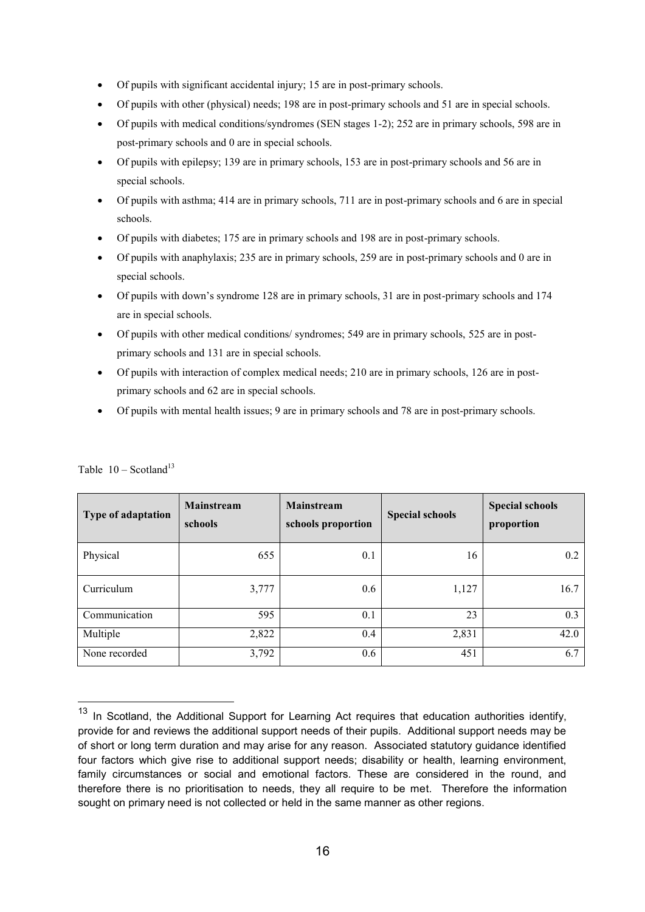- Of pupils with significant accidental injury; 15 are in post-primary schools.
- Of pupils with other (physical) needs; 198 are in post-primary schools and 51 are in special schools.
- Of pupils with medical conditions/syndromes (SEN stages 1-2); 252 are in primary schools, 598 are in post-primary schools and 0 are in special schools.
- Of pupils with epilepsy; 139 are in primary schools, 153 are in post-primary schools and 56 are in special schools.
- Of pupils with asthma; 414 are in primary schools, 711 are in post-primary schools and 6 are in special schools.
- Of pupils with diabetes; 175 are in primary schools and 198 are in post-primary schools.
- Of pupils with anaphylaxis; 235 are in primary schools, 259 are in post-primary schools and 0 are in special schools.
- Of pupils with down's syndrome 128 are in primary schools, 31 are in post-primary schools and 174 are in special schools.
- Of pupils with other medical conditions/ syndromes; 549 are in primary schools, 525 are in post-primary schools and 131 are in special schools.
- Of pupils with interaction of complex medical needs; 210 are in primary schools, 126 are in post-primary schools and 62 are in special schools.
- Of pupils with mental health issues; 9 are in primary schools and 78 are in post-primary schools.

Table 10 – Scotland[13]

| Type of adaptation | Mainstream schools | Mainstream schools proportion | Special schools | Special schools proportion |
|---|---|---|---|---|
| Physical | 655 | 0.1 | 16 | 0.2 |
| Curriculum | 3,777 | 0.6 | 1,127 | 16.7 |
| Communication | 595 | 0.1 | 23 | 0.3 |
| Multiple | 2,822 | 0.4 | 2,831 | 42.0 |
| None recorded | 3,792 | 0.6 | 451 | 6.7 |

[13] In Scotland, the Additional Support for Learning Act requires that education authorities identify, provide for and reviews the additional support needs of their pupils. Additional support needs may be of short or long term duration and may arise for any reason. Associated statutory guidance identified four factors which give rise to additional support needs; disability or health, learning environment, family circumstances or social and emotional factors. These are considered in the round, and therefore there is no prioritisation to needs, they all require to be met. Therefore the information sought on primary need is not collected or held in the same manner as other regions.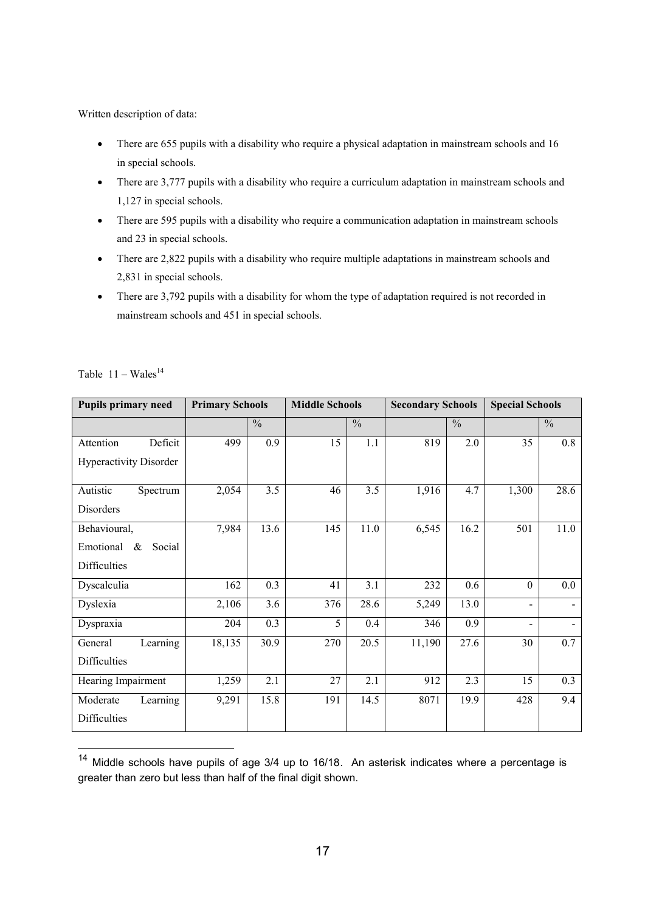Written description of data:

- There are 655 pupils with a disability who require a physical adaptation in mainstream schools and 16 in special schools.
- There are 3,777 pupils with a disability who require a curriculum adaptation in mainstream schools and 1,127 in special schools.
- There are 595 pupils with a disability who require a communication adaptation in mainstream schools and 23 in special schools.
- There are 2,822 pupils with a disability who require multiple adaptations in mainstream schools and 2,831 in special schools.
- There are 3,792 pupils with a disability for whom the type of adaptation required is not recorded in mainstream schools and 451 in special schools.

Table 11 – Wales[14]

| Pupils primary need | Primary Schools | | Middle Schools | | Secondary Schools | | Special Schools | |
|---|---|---|---|---|---|---|---|---|
| | | % | | % | | % | | % |
| Attention Deficit Hyperactivity Disorder | 499 | 0.9 | 15 | 1.1 | 819 | 2.0 | 35 | 0.8 |
| Autistic Spectrum Disorders | 2,054 | 3.5 | 46 | 3.5 | 1,916 | 4.7 | 1,300 | 28.6 |
| Behavioural, Emotional & Social Difficulties | 7,984 | 13.6 | 145 | 11.0 | 6,545 | 16.2 | 501 | 11.0 |
| Dyscalculia | 162 | 0.3 | 41 | 3.1 | 232 | 0.6 | 0 | 0.0 |
| Dyslexia | 2,106 | 3.6 | 376 | 28.6 | 5,249 | 13.0 | - | - |
| Dyspraxia | 204 | 0.3 | 5 | 0.4 | 346 | 0.9 | - | - |
| General Learning Difficulties | 18,135 | 30.9 | 270 | 20.5 | 11,190 | 27.6 | 30 | 0.7 |
| Hearing Impairment | 1,259 | 2.1 | 27 | 2.1 | 912 | 2.3 | 15 | 0.3 |
| Moderate Learning Difficulties | 9,291 | 15.8 | 191 | 14.5 | 8071 | 19.9 | 428 | 9.4 |

[14] Middle schools have pupils of age 3/4 up to 16/18. An asterisk indicates where a percentage is greater than zero but less than half of the final digit shown.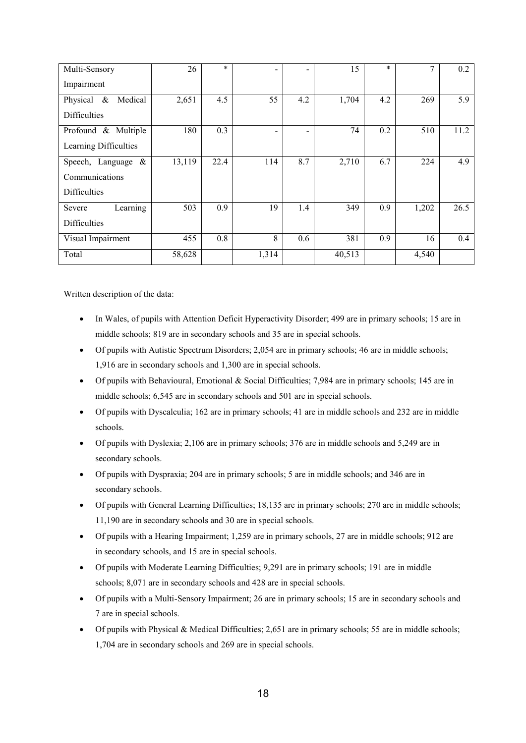| Multi-Sensory Impairment | 26 | * | - | - | 15 | * | 7 | 0.2 |
|---|---|---|---|---|---|---|---|---|
| Physical & Medical Difficulties | 2,651 | 4.5 | 55 | 4.2 | 1,704 | 4.2 | 269 | 5.9 |
| Profound & Multiple Learning Difficulties | 180 | 0.3 | - | - | 74 | 0.2 | 510 | 11.2 |
| Speech, Language & Communications Difficulties | 13,119 | 22.4 | 114 | 8.7 | 2,710 | 6.7 | 224 | 4.9 |
| Severe Learning Difficulties | 503 | 0.9 | 19 | 1.4 | 349 | 0.9 | 1,202 | 26.5 |
| Visual Impairment | 455 | 0.8 | 8 | 0.6 | 381 | 0.9 | 16 | 0.4 |
| Total | 58,628 | | 1,314 | | 40,513 | | 4,540 | |

Written description of the data:

- In Wales, of pupils with Attention Deficit Hyperactivity Disorder; 499 are in primary schools; 15 are in middle schools; 819 are in secondary schools and 35 are in special schools.
- Of pupils with Autistic Spectrum Disorders; 2,054 are in primary schools; 46 are in middle schools; 1,916 are in secondary schools and 1,300 are in special schools.
- Of pupils with Behavioural, Emotional & Social Difficulties; 7,984 are in primary schools; 145 are in middle schools; 6,545 are in secondary schools and 501 are in special schools.
- Of pupils with Dyscalculia; 162 are in primary schools; 41 are in middle schools and 232 are in middle schools.
- Of pupils with Dyslexia; 2,106 are in primary schools; 376 are in middle schools and 5,249 are in secondary schools.
- Of pupils with Dyspraxia; 204 are in primary schools; 5 are in middle schools; and 346 are in secondary schools.
- Of pupils with General Learning Difficulties; 18,135 are in primary schools; 270 are in middle schools; 11,190 are in secondary schools and 30 are in special schools.
- Of pupils with a Hearing Impairment; 1,259 are in primary schools, 27 are in middle schools; 912 are in secondary schools, and 15 are in special schools.
- Of pupils with Moderate Learning Difficulties; 9,291 are in primary schools; 191 are in middle schools; 8,071 are in secondary schools and 428 are in special schools.
- Of pupils with a Multi-Sensory Impairment; 26 are in primary schools; 15 are in secondary schools and 7 are in special schools.
- Of pupils with Physical & Medical Difficulties; 2,651 are in primary schools; 55 are in middle schools; 1,704 are in secondary schools and 269 are in special schools.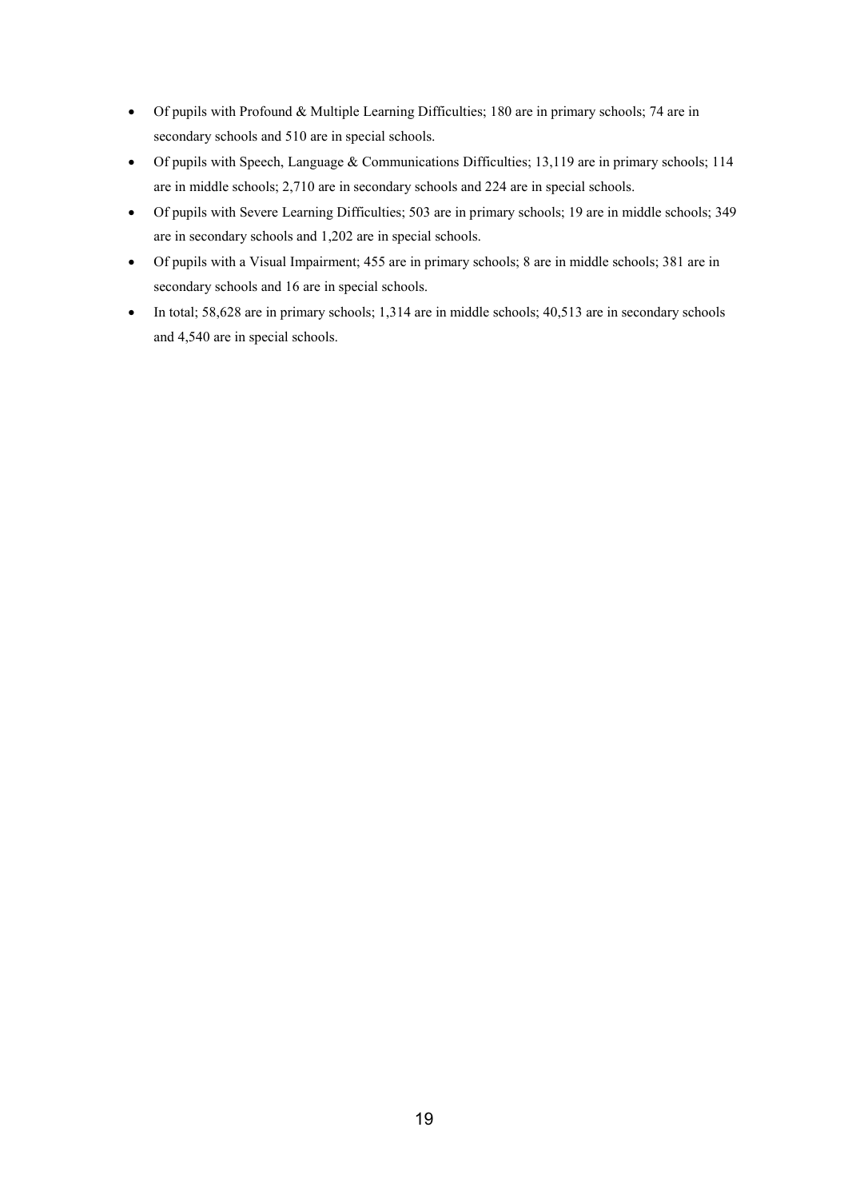- Of pupils with Profound & Multiple Learning Difficulties; 180 are in primary schools; 74 are in secondary schools and 510 are in special schools.
- Of pupils with Speech, Language & Communications Difficulties; 13,119 are in primary schools; 114 are in middle schools; 2,710 are in secondary schools and 224 are in special schools.
- Of pupils with Severe Learning Difficulties; 503 are in primary schools; 19 are in middle schools; 349 are in secondary schools and 1,202 are in special schools.
- Of pupils with a Visual Impairment; 455 are in primary schools; 8 are in middle schools; 381 are in secondary schools and 16 are in special schools.
- In total; 58,628 are in primary schools; 1,314 are in middle schools; 40,513 are in secondary schools and 4,540 are in special schools.